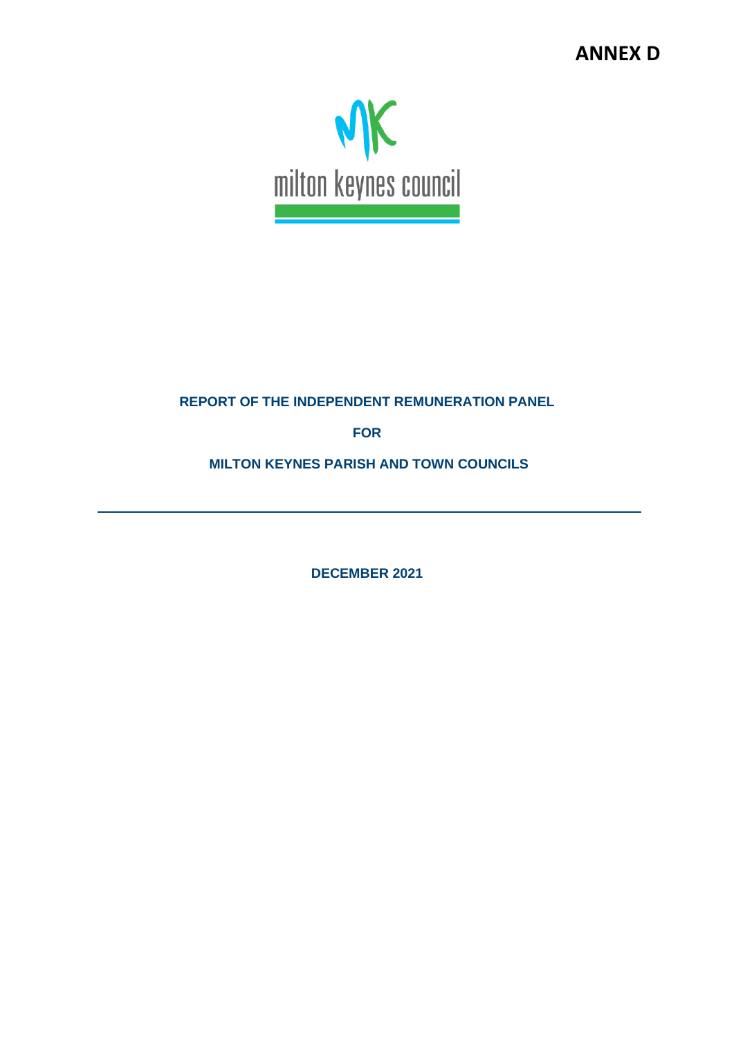**ANNEX D**

milton keynes council

# REPORT OF THE INDEPENDENT REMUNERATION PANEL

# FOR

# MILTON KEYNES PARISH AND TOWN COUNCILS

---

**DECEMBER 2021**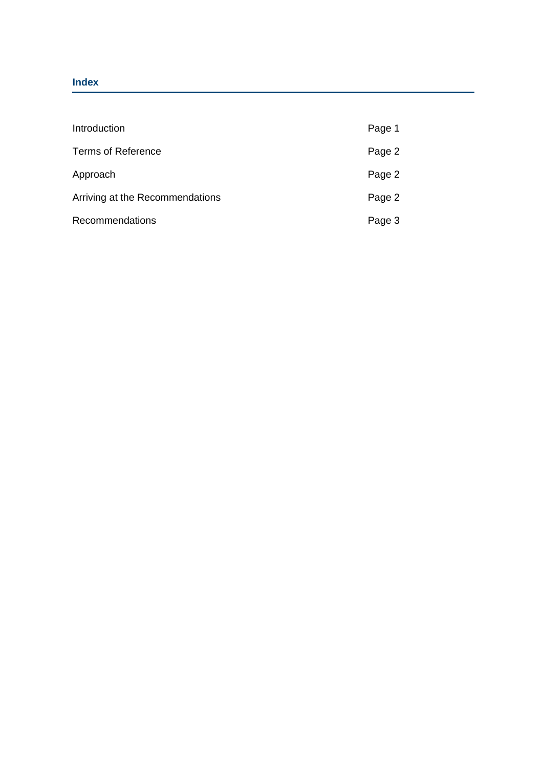## Index

| | |
|---|---|
| Introduction | Page 1 |
| Terms of Reference | Page 2 |
| Approach | Page 2 |
| Arriving at the Recommendations | Page 2 |
| Recommendations | Page 3 |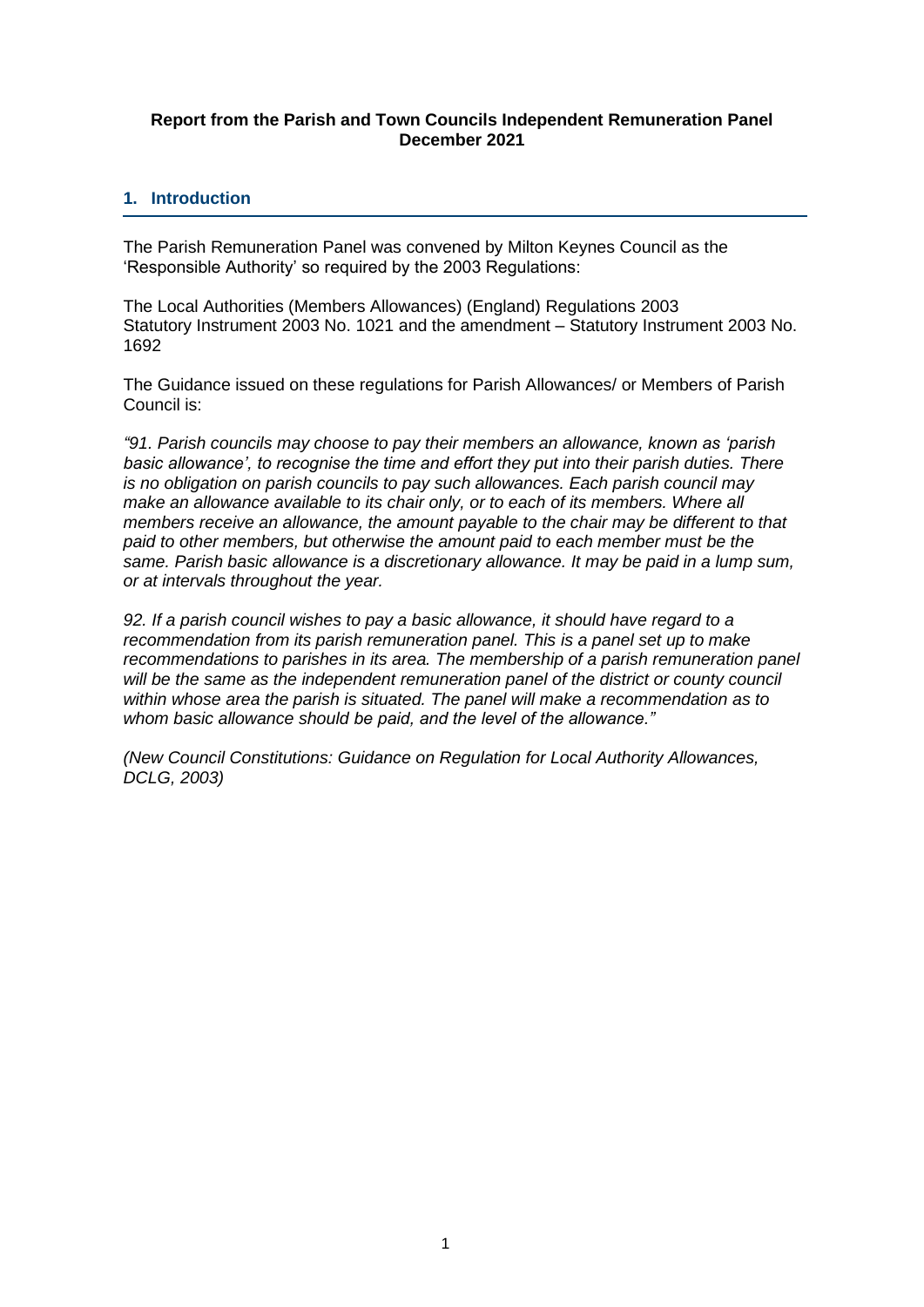**Report from the Parish and Town Councils Independent Remuneration Panel December 2021**

## 1. Introduction

The Parish Remuneration Panel was convened by Milton Keynes Council as the 'Responsible Authority' so required by the 2003 Regulations:

The Local Authorities (Members Allowances) (England) Regulations 2003 Statutory Instrument 2003 No. 1021 and the amendment – Statutory Instrument 2003 No. 1692

The Guidance issued on these regulations for Parish Allowances/ or Members of Parish Council is:

*"91. Parish councils may choose to pay their members an allowance, known as 'parish basic allowance', to recognise the time and effort they put into their parish duties. There is no obligation on parish councils to pay such allowances. Each parish council may make an allowance available to its chair only, or to each of its members. Where all members receive an allowance, the amount payable to the chair may be different to that paid to other members, but otherwise the amount paid to each member must be the same. Parish basic allowance is a discretionary allowance. It may be paid in a lump sum, or at intervals throughout the year.*

*92. If a parish council wishes to pay a basic allowance, it should have regard to a recommendation from its parish remuneration panel. This is a panel set up to make recommendations to parishes in its area. The membership of a parish remuneration panel will be the same as the independent remuneration panel of the district or county council within whose area the parish is situated. The panel will make a recommendation as to whom basic allowance should be paid, and the level of the allowance."*

*(New Council Constitutions: Guidance on Regulation for Local Authority Allowances, DCLG, 2003)*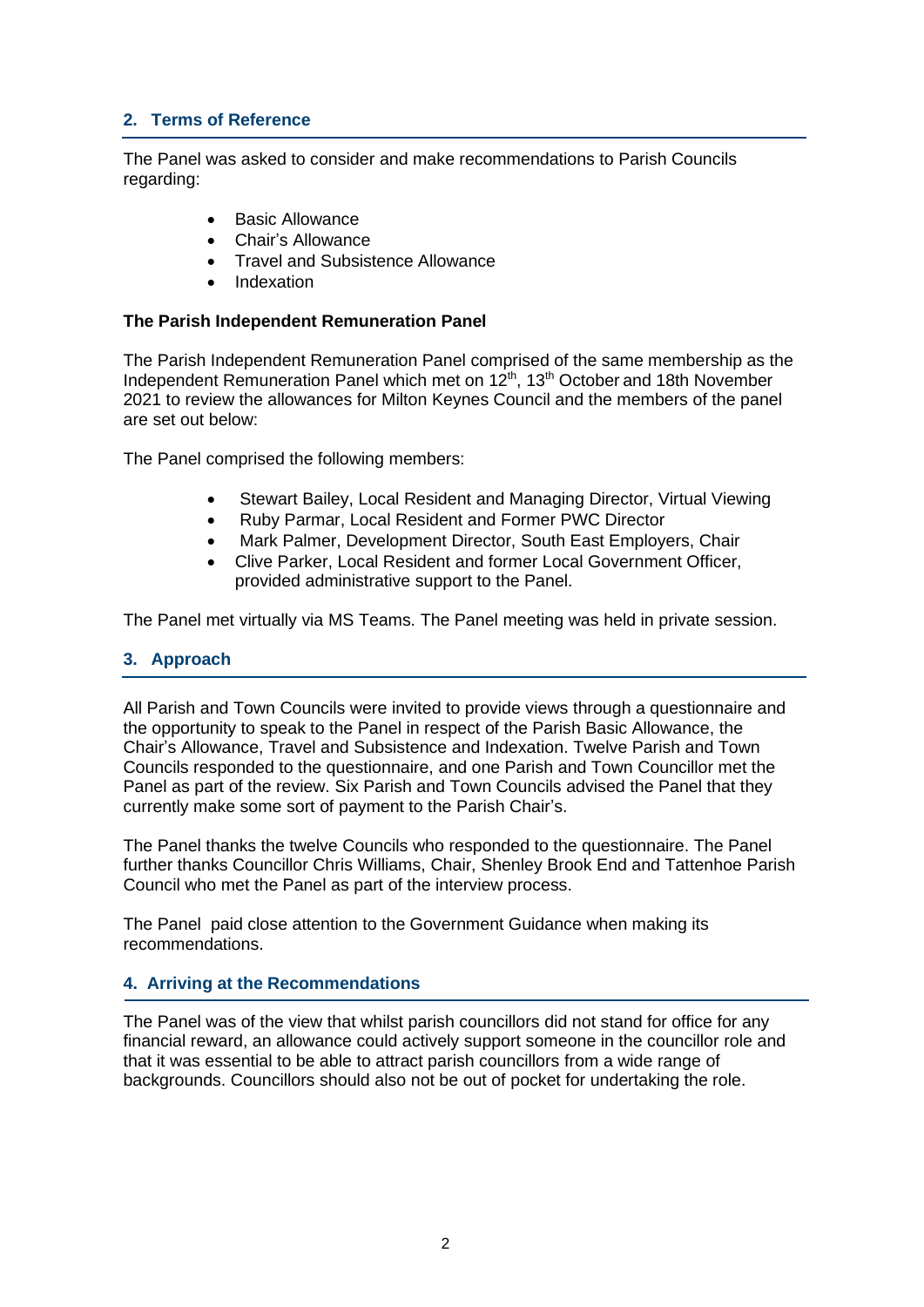## 2. Terms of Reference

The Panel was asked to consider and make recommendations to Parish Councils regarding:

- Basic Allowance
- Chair's Allowance
- Travel and Subsistence Allowance
- Indexation

**The Parish Independent Remuneration Panel**

The Parish Independent Remuneration Panel comprised of the same membership as the Independent Remuneration Panel which met on 12th, 13th October and 18th November 2021 to review the allowances for Milton Keynes Council and the members of the panel are set out below:

The Panel comprised the following members:

- Stewart Bailey, Local Resident and Managing Director, Virtual Viewing
- Ruby Parmar, Local Resident and Former PWC Director
- Mark Palmer, Development Director, South East Employers, Chair
- Clive Parker, Local Resident and former Local Government Officer, provided administrative support to the Panel.

The Panel met virtually via MS Teams. The Panel meeting was held in private session.

## 3. Approach

All Parish and Town Councils were invited to provide views through a questionnaire and the opportunity to speak to the Panel in respect of the Parish Basic Allowance, the Chair's Allowance, Travel and Subsistence and Indexation. Twelve Parish and Town Councils responded to the questionnaire, and one Parish and Town Councillor met the Panel as part of the review. Six Parish and Town Councils advised the Panel that they currently make some sort of payment to the Parish Chair's.

The Panel thanks the twelve Councils who responded to the questionnaire. The Panel further thanks Councillor Chris Williams, Chair, Shenley Brook End and Tattenhoe Parish Council who met the Panel as part of the interview process.

The Panel paid close attention to the Government Guidance when making its recommendations.

## 4. Arriving at the Recommendations

The Panel was of the view that whilst parish councillors did not stand for office for any financial reward, an allowance could actively support someone in the councillor role and that it was essential to be able to attract parish councillors from a wide range of backgrounds. Councillors should also not be out of pocket for undertaking the role.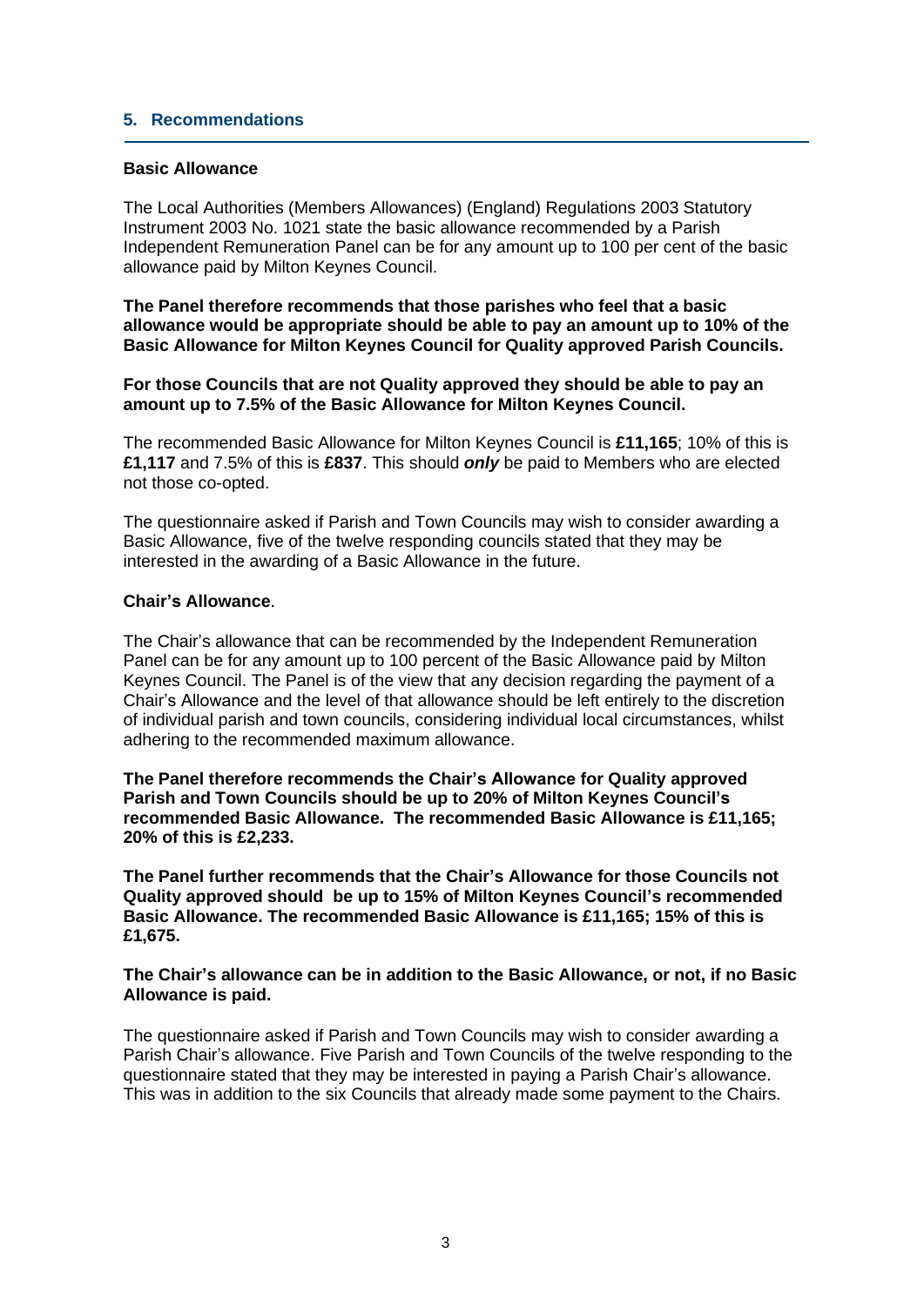## 5. Recommendations

**Basic Allowance**

The Local Authorities (Members Allowances) (England) Regulations 2003 Statutory Instrument 2003 No. 1021 state the basic allowance recommended by a Parish Independent Remuneration Panel can be for any amount up to 100 per cent of the basic allowance paid by Milton Keynes Council.

**The Panel therefore recommends that those parishes who feel that a basic allowance would be appropriate should be able to pay an amount up to 10% of the Basic Allowance for Milton Keynes Council for Quality approved Parish Councils.**

**For those Councils that are not Quality approved they should be able to pay an amount up to 7.5% of the Basic Allowance for Milton Keynes Council.**

The recommended Basic Allowance for Milton Keynes Council is **£11,165**; 10% of this is **£1,117** and 7.5% of this is **£837**. This should ***only*** be paid to Members who are elected not those co-opted.

The questionnaire asked if Parish and Town Councils may wish to consider awarding a Basic Allowance, five of the twelve responding councils stated that they may be interested in the awarding of a Basic Allowance in the future.

**Chair's Allowance**.

The Chair's allowance that can be recommended by the Independent Remuneration Panel can be for any amount up to 100 percent of the Basic Allowance paid by Milton Keynes Council. The Panel is of the view that any decision regarding the payment of a Chair's Allowance and the level of that allowance should be left entirely to the discretion of individual parish and town councils, considering individual local circumstances, whilst adhering to the recommended maximum allowance.

**The Panel therefore recommends the Chair's Allowance for Quality approved Parish and Town Councils should be up to 20% of Milton Keynes Council's recommended Basic Allowance. The recommended Basic Allowance is £11,165; 20% of this is £2,233.**

**The Panel further recommends that the Chair's Allowance for those Councils not Quality approved should be up to 15% of Milton Keynes Council's recommended Basic Allowance. The recommended Basic Allowance is £11,165; 15% of this is £1,675.**

**The Chair's allowance can be in addition to the Basic Allowance, or not, if no Basic Allowance is paid.**

The questionnaire asked if Parish and Town Councils may wish to consider awarding a Parish Chair's allowance. Five Parish and Town Councils of the twelve responding to the questionnaire stated that they may be interested in paying a Parish Chair's allowance. This was in addition to the six Councils that already made some payment to the Chairs.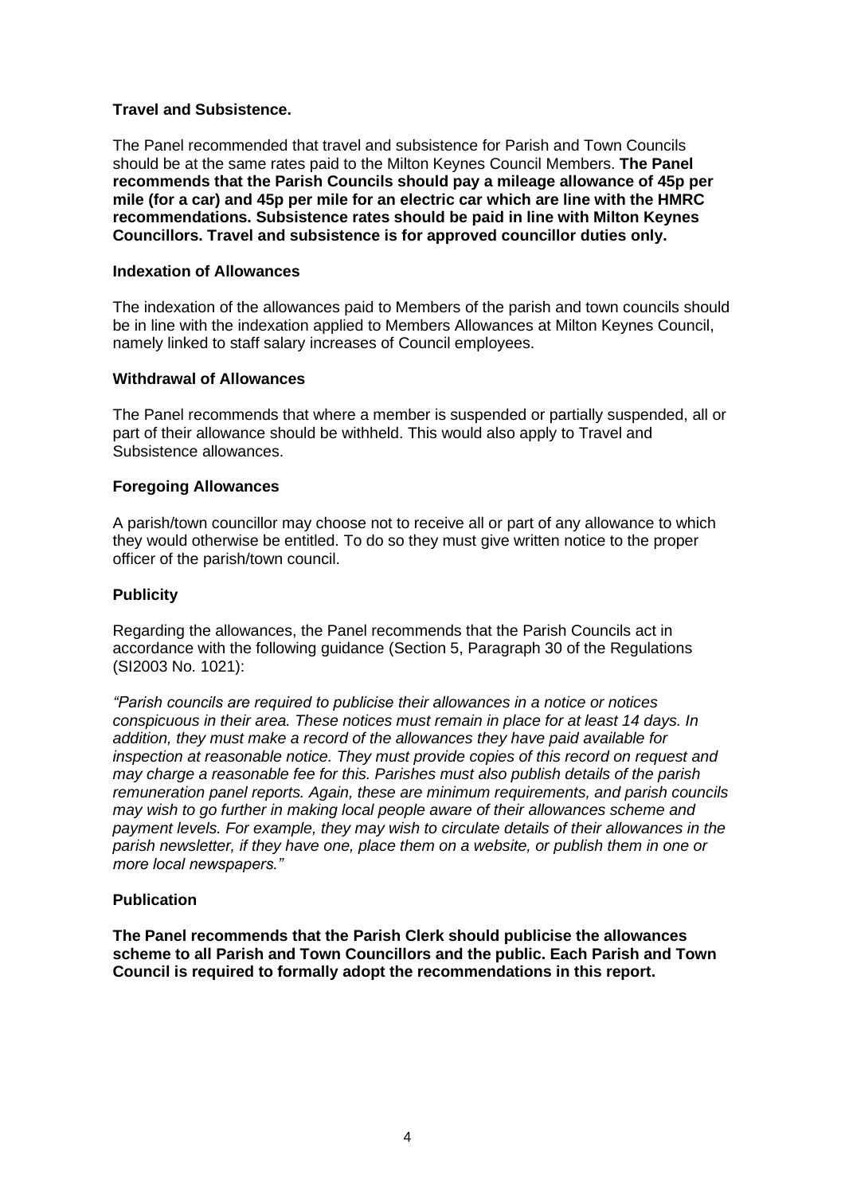**Travel and Subsistence.**

The Panel recommended that travel and subsistence for Parish and Town Councils should be at the same rates paid to the Milton Keynes Council Members. **The Panel recommends that the Parish Councils should pay a mileage allowance of 45p per mile (for a car) and 45p per mile for an electric car which are line with the HMRC recommendations. Subsistence rates should be paid in line with Milton Keynes Councillors. Travel and subsistence is for approved councillor duties only.**

**Indexation of Allowances**

The indexation of the allowances paid to Members of the parish and town councils should be in line with the indexation applied to Members Allowances at Milton Keynes Council, namely linked to staff salary increases of Council employees.

**Withdrawal of Allowances**

The Panel recommends that where a member is suspended or partially suspended, all or part of their allowance should be withheld. This would also apply to Travel and Subsistence allowances.

**Foregoing Allowances**

A parish/town councillor may choose not to receive all or part of any allowance to which they would otherwise be entitled. To do so they must give written notice to the proper officer of the parish/town council.

**Publicity**

Regarding the allowances, the Panel recommends that the Parish Councils act in accordance with the following guidance (Section 5, Paragraph 30 of the Regulations (SI2003 No. 1021):

*"Parish councils are required to publicise their allowances in a notice or notices conspicuous in their area. These notices must remain in place for at least 14 days. In addition, they must make a record of the allowances they have paid available for inspection at reasonable notice. They must provide copies of this record on request and may charge a reasonable fee for this. Parishes must also publish details of the parish remuneration panel reports. Again, these are minimum requirements, and parish councils may wish to go further in making local people aware of their allowances scheme and payment levels. For example, they may wish to circulate details of their allowances in the parish newsletter, if they have one, place them on a website, or publish them in one or more local newspapers."*

**Publication**

**The Panel recommends that the Parish Clerk should publicise the allowances scheme to all Parish and Town Councillors and the public. Each Parish and Town Council is required to formally adopt the recommendations in this report.**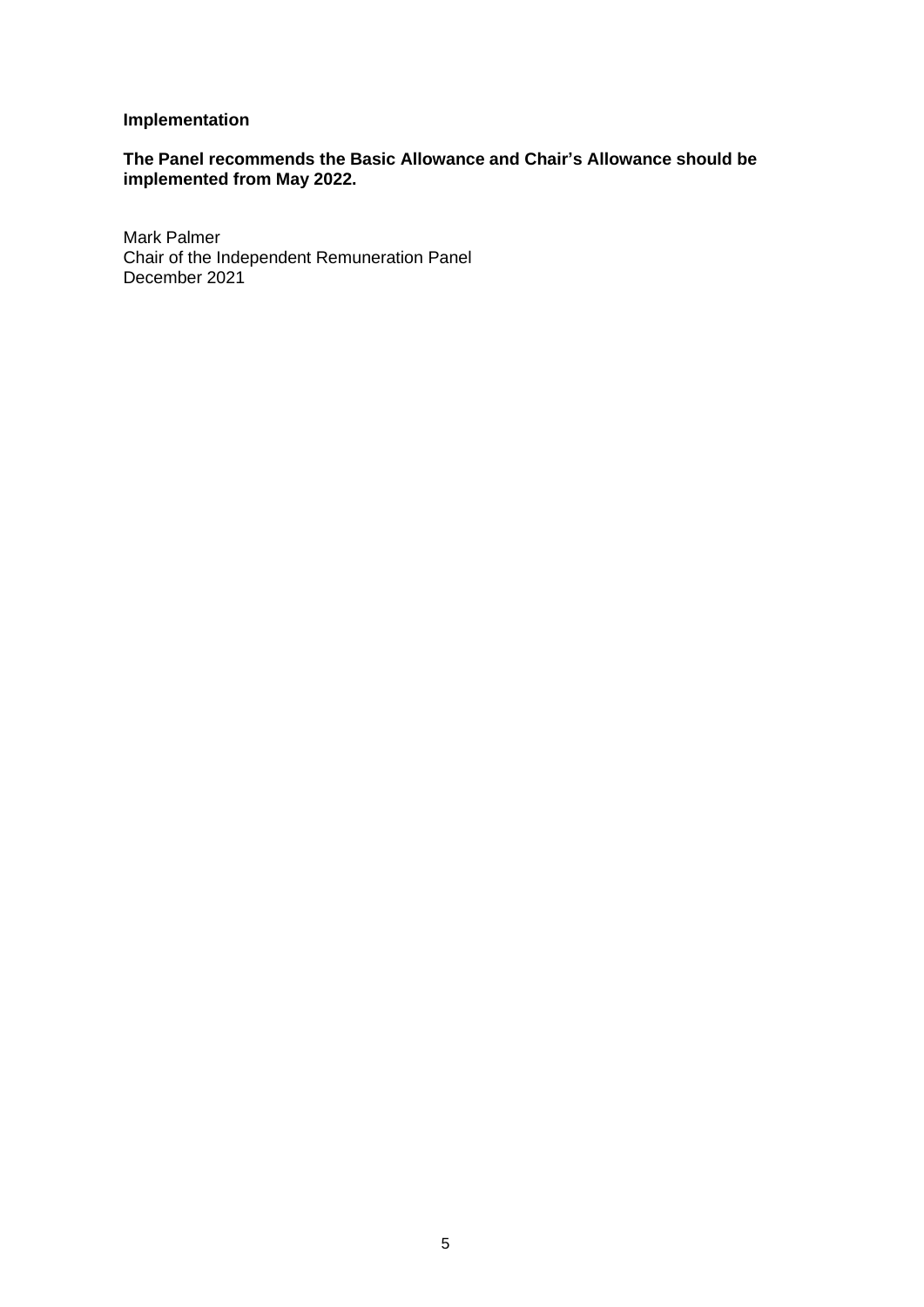**Implementation**

**The Panel recommends the Basic Allowance and Chair's Allowance should be implemented from May 2022.**

Mark Palmer
Chair of the Independent Remuneration Panel
December 2021